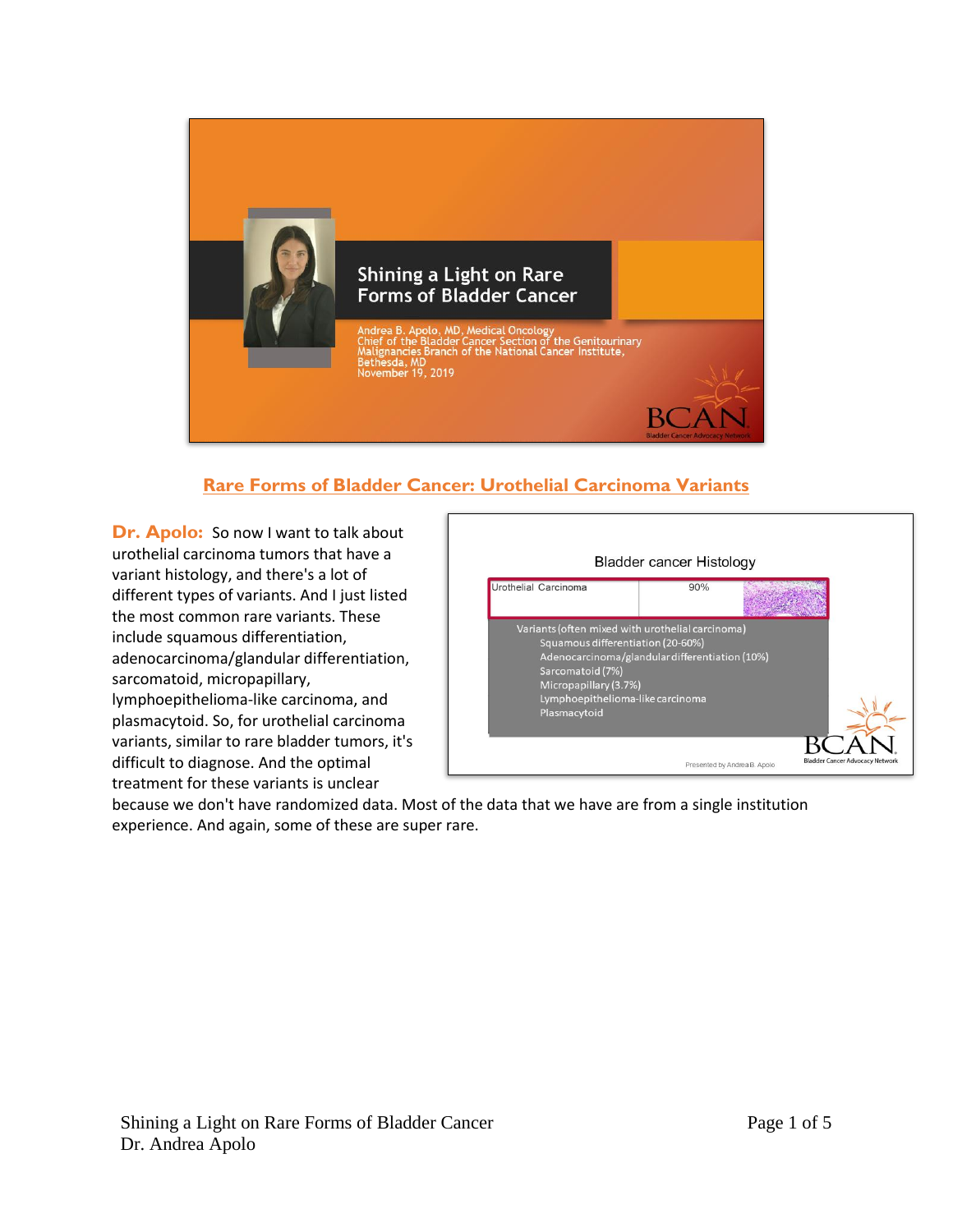## Rare Forms of Bladder Cancer: Urothelial Carcinoma Variants

**Dr. Apolo:** So now I want to talk about urothelial carcinoma tumors that have a variant histology, and there's a lot of different types of variants. And I just listed the most common rare variants. These include squamous differentiation, adenocarcinoma/glandular differentiation, sarcomatoid, micropapillary, lymphoepithelioma-like carcinoma, and plasmacytoid. So, for urothelial carcinoma variants, similar to rare bladder tumors, it's difficult to diagnose. And the optimal treatment for these variants is unclear because we don't have randomized data. Most of the data that we have are from a single institution experience. And again, some of these are super rare.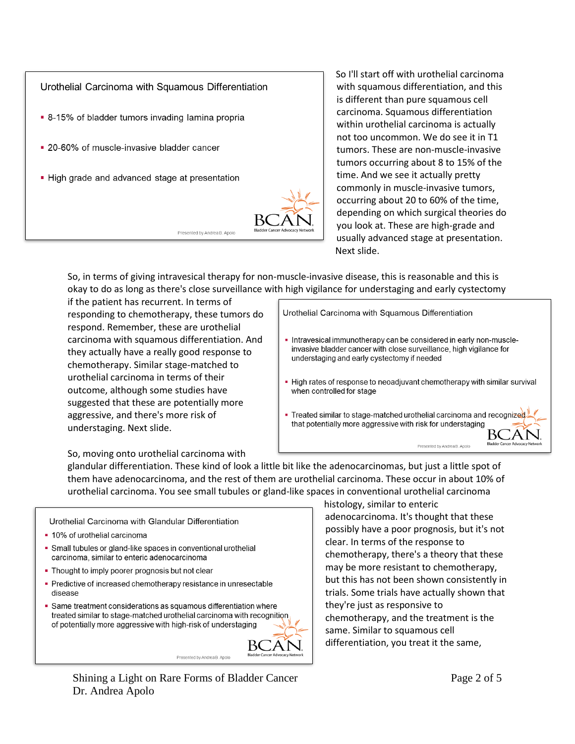**Urothelial Carcinoma with Squamous Differentiation**

- 8-15% of bladder tumors invading lamina propria
- 20-60% of muscle-invasive bladder cancer
- High grade and advanced stage at presentation

Presented by Andrea B. Apolo

So I'll start off with urothelial carcinoma with squamous differentiation, and this is different than pure squamous cell carcinoma. Squamous differentiation within urothelial carcinoma is actually not too uncommon. We do see it in T1 tumors. These are non-muscle-invasive tumors occurring about 8 to 15% of the time. And we see it actually pretty commonly in muscle-invasive tumors, occurring about 20 to 60% of the time, depending on which surgical theories do you look at. These are high-grade and usually advanced stage at presentation. Next slide.

**Urothelial Carcinoma with Squamous Differentiation**

- Intravesical immunotherapy can be considered in early non-muscle-invasive bladder cancer with close surveillance, high vigilance for understaging and early cystectomy if needed
- High rates of response to neoadjuvant chemotherapy with similar survival when controlled for stage
- Treated similar to stage-matched urothelial carcinoma and recognized that potentially more aggressive with risk for understaging

Presented by Andrea B. Apolo

So, in terms of giving intravesical therapy for non-muscle-invasive disease, this is reasonable and this is okay to do as long as there's close surveillance with high vigilance for understaging and early cystectomy if the patient has recurrent. In terms of responding to chemotherapy, these tumors do respond. Remember, these are urothelial carcinoma with squamous differentiation. And they actually have a really good response to chemotherapy. Similar stage-matched to urothelial carcinoma in terms of their outcome, although some studies have suggested that these are potentially more aggressive, and there's more risk of understaging. Next slide.

**Urothelial Carcinoma with Glandular Differentiation**

- 10% of urothelial carcinoma
- Small tubules or gland-like spaces in conventional urothelial carcinoma, similar to enteric adenocarcinoma
- Thought to imply poorer prognosis but not clear
- Predictive of increased chemotherapy resistance in unresectable disease
- Same treatment considerations as squamous differentiation where treated similar to stage-matched urothelial carcinoma with recognition of potentially more aggressive with high-risk of understaging

Presented by Andrea B. Apolo

So, moving onto urothelial carcinoma with glandular differentiation. These kind of look a little bit like the adenocarcinomas, but just a little spot of them have adenocarcinoma, and the rest of them are urothelial carcinoma. These occur in about 10% of urothelial carcinoma. You see small tubules or gland-like spaces in conventional urothelial carcinoma histology, similar to enteric adenocarcinoma. It's thought that these possibly have a poor prognosis, but it's not clear. In terms of the response to chemotherapy, there's a theory that these may be more resistant to chemotherapy, but this has not been shown consistently in trials. Some trials have actually shown that they're just as responsive to chemotherapy, and the treatment is the same. Similar to squamous cell differentiation, you treat it the same,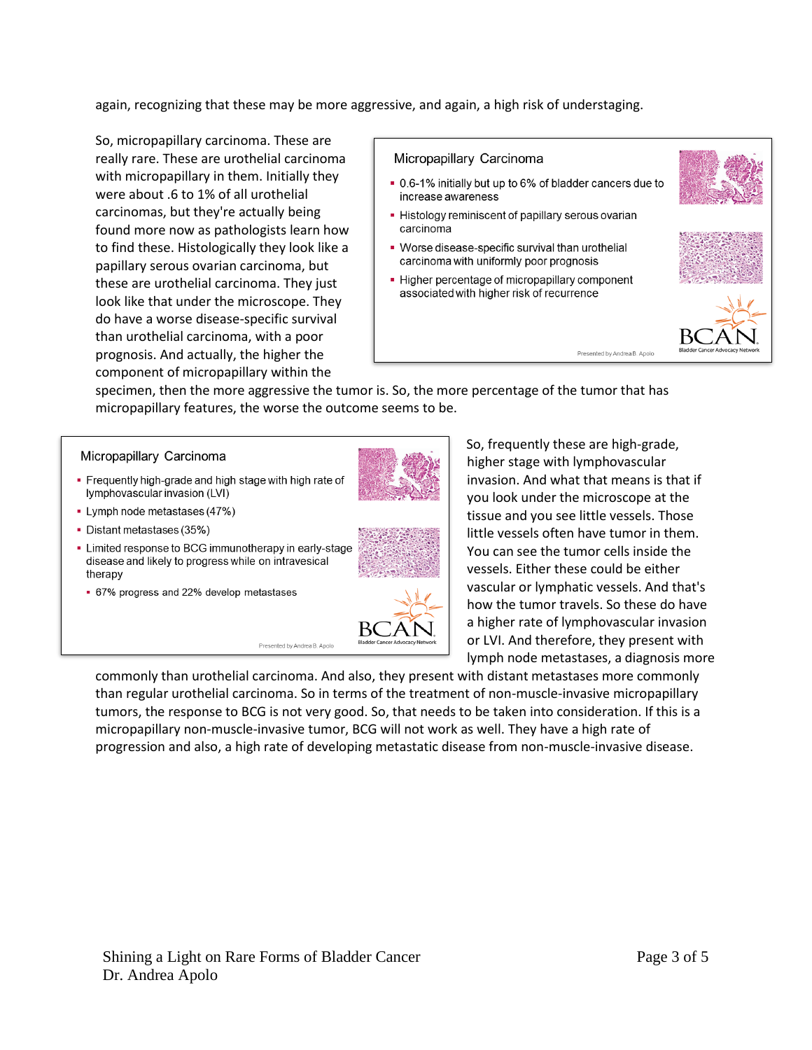again, recognizing that these may be more aggressive, and again, a high risk of understaging.

So, micropapillary carcinoma. These are really rare. These are urothelial carcinoma with micropapillary in them. Initially they were about .6 to 1% of all urothelial carcinomas, but they're actually being found more now as pathologists learn how to find these. Histologically they look like a papillary serous ovarian carcinoma, but these are urothelial carcinoma. They just look like that under the microscope. They do have a worse disease-specific survival than urothelial carcinoma, with a poor prognosis. And actually, the higher the component of micropapillary within the specimen, then the more aggressive the tumor is. So, the more percentage of the tumor that has micropapillary features, the worse the outcome seems to be.

**Micropapillary Carcinoma**

- 0.6-1% initially but up to 6% of bladder cancers due to increase awareness
- Histology reminiscent of papillary serous ovarian carcinoma
- Worse disease-specific survival than urothelial carcinoma with uniformly poor prognosis
- Higher percentage of micropapillary component associated with higher risk of recurrence

Presented by Andrea B. Apolo

So, frequently these are high-grade, higher stage with lymphovascular invasion. And what that means is that if you look under the microscope at the tissue and you see little vessels. Those little vessels often have tumor in them. You can see the tumor cells inside the vessels. Either these could be either vascular or lymphatic vessels. And that's how the tumor travels. So these do have a higher rate of lymphovascular invasion or LVI. And therefore, they present with lymph node metastases, a diagnosis more commonly than urothelial carcinoma. And also, they present with distant metastases more commonly than regular urothelial carcinoma. So in terms of the treatment of non-muscle-invasive micropapillary tumors, the response to BCG is not very good. So, that needs to be taken into consideration. If this is a micropapillary non-muscle-invasive tumor, BCG will not work as well. They have a high rate of progression and also, a high rate of developing metastatic disease from non-muscle-invasive disease.

**Micropapillary Carcinoma**

- Frequently high-grade and high stage with high rate of lymphovascular invasion (LVI)
- Lymph node metastases (47%)
- Distant metastases (35%)
- Limited response to BCG immunotherapy in early-stage disease and likely to progress while on intravesical therapy
  - 67% progress and 22% develop metastases

Presented by Andrea B. Apolo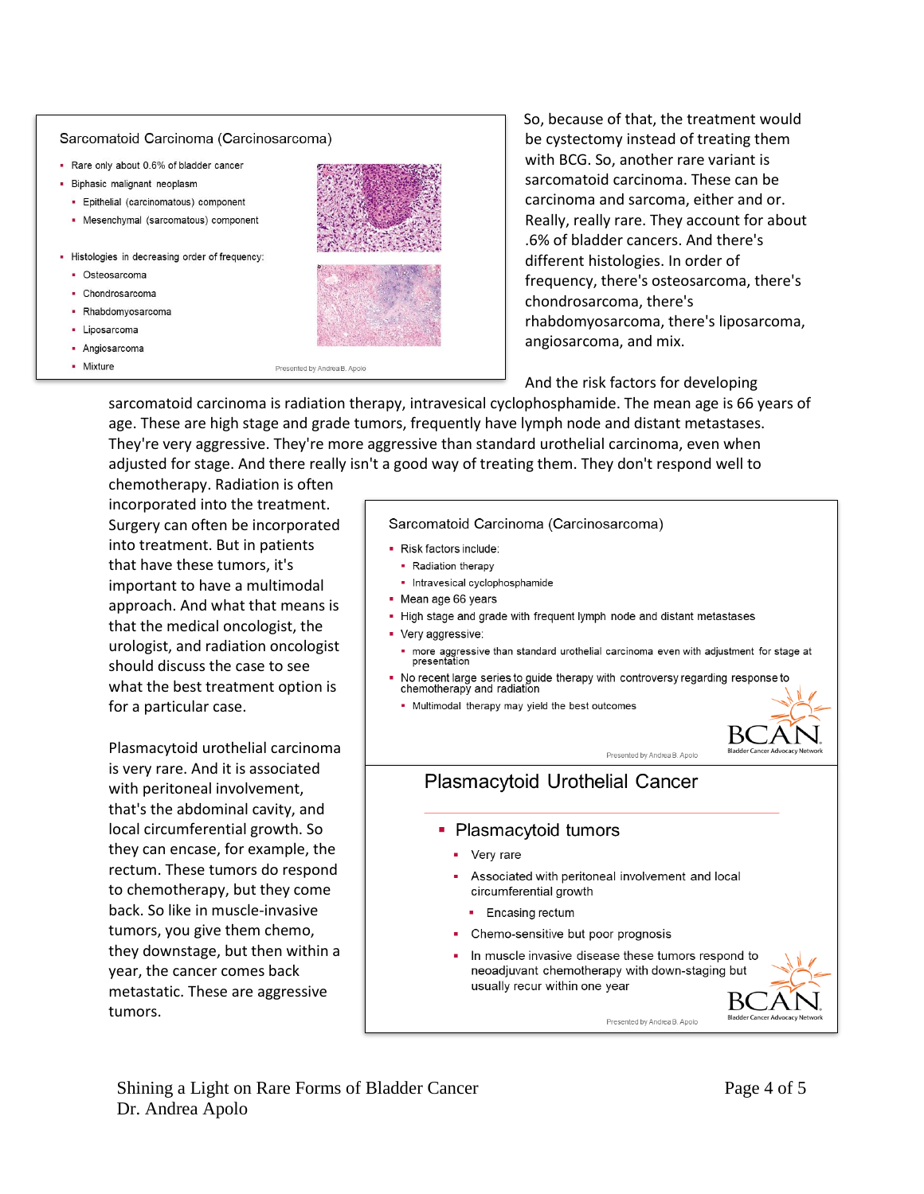### Sarcomatoid Carcinoma (Carcinosarcoma)

- Rare only about 0.6% of bladder cancer
- Biphasic malignant neoplasm
  - Epithelial (carcinomatous) component
  - Mesenchymal (sarcomatous) component
- Histologies in decreasing order of frequency:
  - Osteosarcoma
  - Chondrosarcoma
  - Rhabdomyosarcoma
  - Liposarcoma
  - Angiosarcoma
  - Mixture

Presented by Andrea B. Apolo

So, because of that, the treatment would be cystectomy instead of treating them with BCG. So, another rare variant is sarcomatoid carcinoma. These can be carcinoma and sarcoma, either and or. Really, really rare. They account for about .6% of bladder cancers. And there's different histologies. In order of frequency, there's osteosarcoma, there's chondrosarcoma, there's rhabdomyosarcoma, there's liposarcoma, angiosarcoma, and mix.

And the risk factors for developing sarcomatoid carcinoma is radiation therapy, intravesical cyclophosphamide. The mean age is 66 years of age. These are high stage and grade tumors, frequently have lymph node and distant metastases. They're very aggressive. They're more aggressive than standard urothelial carcinoma, even when adjusted for stage. And there really isn't a good way of treating them. They don't respond well to chemotherapy. Radiation is often incorporated into the treatment. Surgery can often be incorporated into treatment. But in patients that have these tumors, it's important to have a multimodal approach. And what that means is that the medical oncologist, the urologist, and radiation oncologist should discuss the case to see what the best treatment option is for a particular case.

### Sarcomatoid Carcinoma (Carcinosarcoma)

- Risk factors include:
  - Radiation therapy
  - Intravesical cyclophosphamide
- Mean age 66 years
- High stage and grade with frequent lymph node and distant metastases
- Very aggressive:
  - more aggressive than standard urothelial carcinoma even with adjustment for stage at presentation
- No recent large series to guide therapy with controversy regarding response to chemotherapy and radiation
  - Multimodal therapy may yield the best outcomes

BCAN Bladder Cancer Advocacy Network

Presented by Andrea B. Apolo

Plasmacytoid urothelial carcinoma is very rare. And it is associated with peritoneal involvement, that's the abdominal cavity, and local circumferential growth. So they can encase, for example, the rectum. These tumors do respond to chemotherapy, but they come back. So like in muscle-invasive tumors, you give them chemo, they downstage, but then within a year, the cancer comes back metastatic. These are aggressive tumors.

### Plasmacytoid Urothelial Cancer

- Plasmacytoid tumors
  - Very rare
  - Associated with peritoneal involvement and local circumferential growth
    - Encasing rectum
  - Chemo-sensitive but poor prognosis
  - In muscle invasive disease these tumors respond to neoadjuvant chemotherapy with down-staging but usually recur within one year

BCAN Bladder Cancer Advocacy Network

Presented by Andrea B. Apolo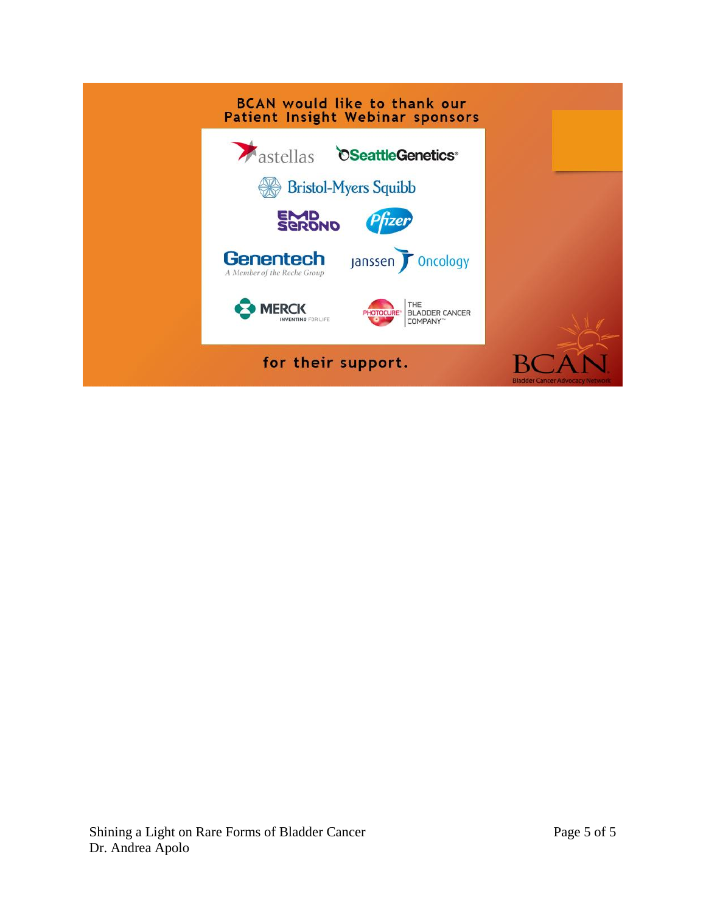BCAN would like to thank our Patient Insight Webinar sponsors

astellas

SeattleGenetics®

Bristol-Myers Squibb

EMD SERONO

Pfizer

Genentech
A Member of the Roche Group

Janssen Oncology

MERCK
INVENTING FOR LIFE

PHOTOCURE® THE BLADDER CANCER COMPANY™

for their support.

BCAN
Bladder Cancer Advocacy Network